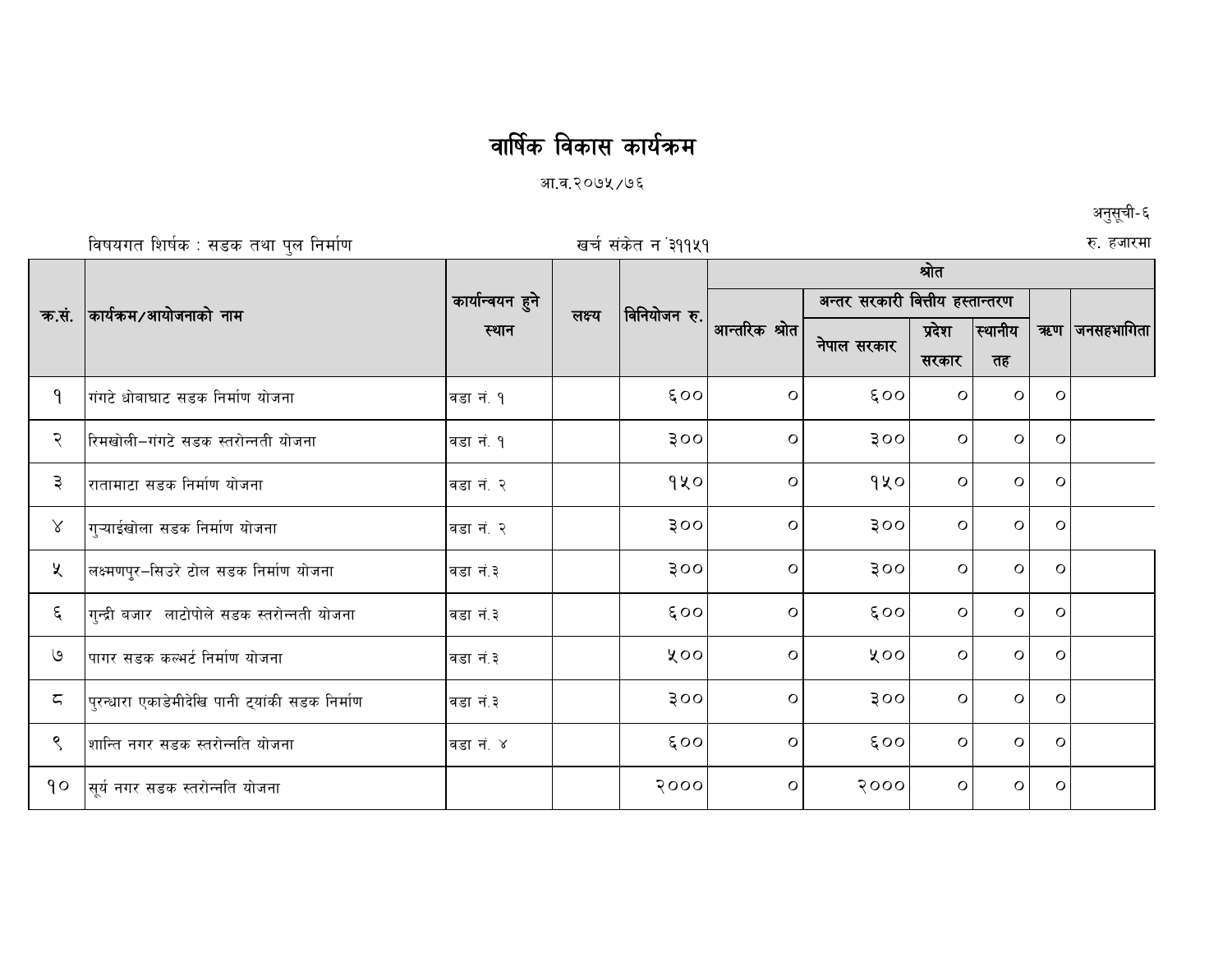# वार्षिक विकास कार्यक्रम

आ.व.२०७५/७६

अनुसूची-६

विषयगत शिर्षक : सडक तथा पुल निर्माण

खर्च संकेत नं ३११५१

रु. हजारमा

| क्र.सं. | कार्यक्रम/आयोजनाको नाम | कार्यान्वयन हुने स्थान | लक्ष्य | विनियोजन रु. | श्रोत | | | | | |
|---|---|---|---|---|---|---|---|---|---|---|
| | | | | | आन्तरिक श्रोत | अन्तर सरकारी वित्तीय हस्तान्तरण | | | ऋण | जनसहभागिता |
| | | | | | | नेपाल सरकार | प्रदेश सरकार | स्थानीय तह | | |
| १ | गंगटे धोबाघाट सडक निर्माण योजना | वडा नं. १ | | ६०० | ० | ६०० | ० | ० | ० | |
| २ | रिमखोली–गंगटे सडक स्तरोन्नती योजना | वडा नं. १ | | ३०० | ० | ३०० | ० | ० | ० | |
| ३ | रातामाटा सडक निर्माण योजना | वडा नं. २ | | १५० | ० | १५० | ० | ० | ० | |
| ४ | गुर्‍याईखोला सडक निर्माण योजना | वडा नं. २ | | ३०० | ० | ३०० | ० | ० | ० | |
| ५ | लक्ष्मणपुर–सिउरे टोल सडक निर्माण योजना | वडा नं.३ | | ३०० | ० | ३०० | ० | ० | ० | |
| ६ | गुन्द्री बजार लाटोपोले सडक स्तरोन्नती योजना | वडा नं.३ | | ६०० | ० | ६०० | ० | ० | ० | |
| ७ | पागर सडक कल्भर्ट निर्माण योजना | वडा नं.३ | | ५०० | ० | ५०० | ० | ० | ० | |
| ८ | पुरन्धारा एकाडेमीदेखि पानी ट्यांकी सडक निर्माण | वडा नं.३ | | ३०० | ० | ३०० | ० | ० | ० | |
| ९ | शान्ति नगर सडक स्तरोन्नति योजना | वडा नं. ४ | | ६०० | ० | ६०० | ० | ० | ० | |
| १० | सूर्य नगर सडक स्तरोन्नति योजना | | | २००० | ० | २००० | ० | ० | ० | |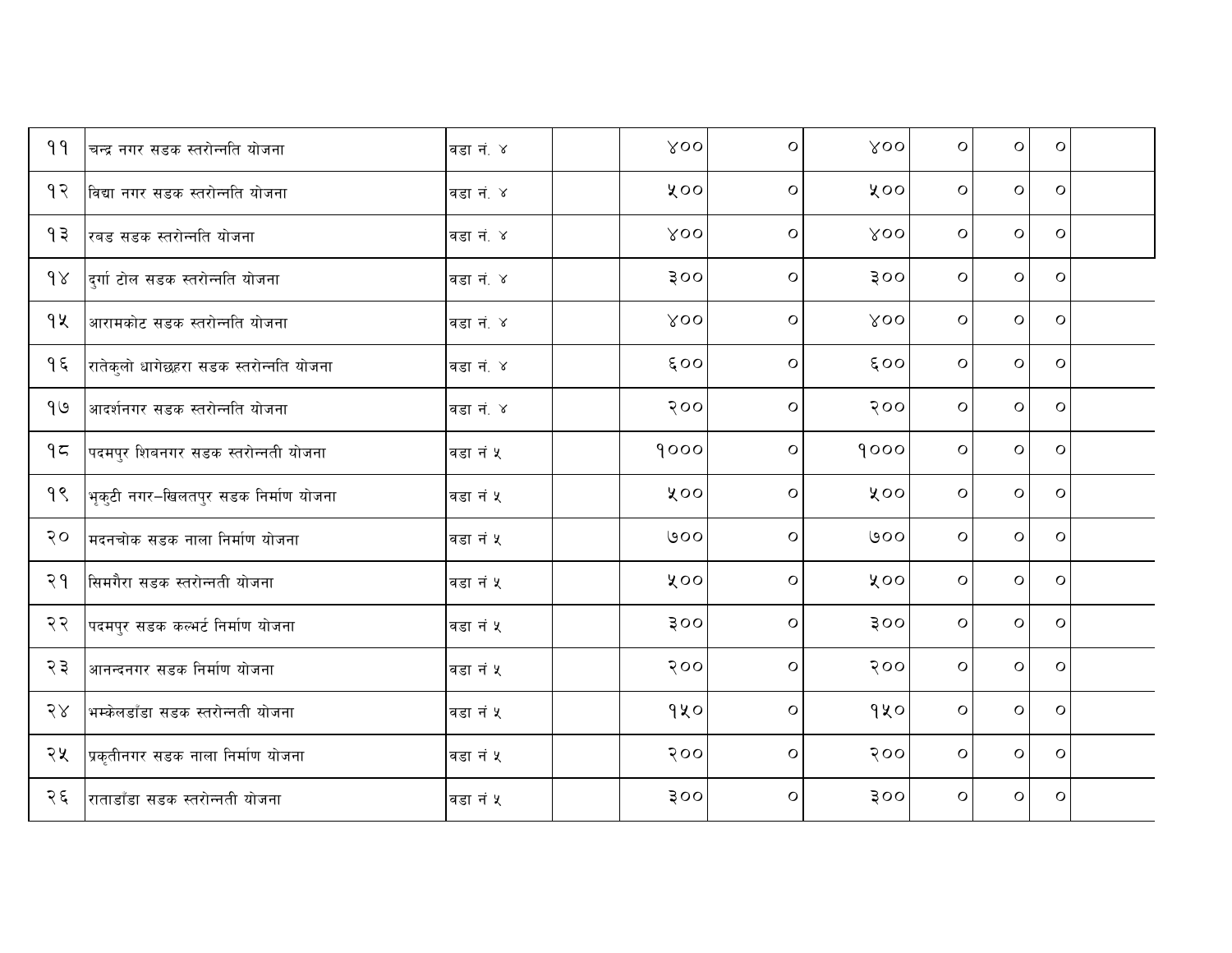| | | | | | | | | | | |
|---|---|---|---|---|---|---|---|---|---|---|
| ११ | चन्द्र नगर सडक स्तरोन्नति योजना | वडा नं. ४ | | ४०० | ० | ४०० | ० | ० | ० | |
| १२ | विद्या नगर सडक स्तरोन्नति योजना | वडा नं. ४ | | ५०० | ० | ५०० | ० | ० | ० | |
| १३ | रबड सडक स्तरोन्नति योजना | वडा नं. ४ | | ४०० | ० | ४०० | ० | ० | ० | |
| १४ | दुर्गा टोल सडक स्तरोन्नति योजना | वडा नं. ४ | | ३०० | ० | ३०० | ० | ० | ० | |
| १५ | आरामकोट सडक स्तरोन्नति योजना | वडा नं. ४ | | ४०० | ० | ४०० | ० | ० | ० | |
| १६ | रातेकुलो धागेछहरा सडक स्तरोन्नति योजना | वडा नं. ४ | | ६०० | ० | ६०० | ० | ० | ० | |
| १७ | आदर्शनगर सडक स्तरोन्नति योजना | वडा नं. ४ | | २०० | ० | २०० | ० | ० | ० | |
| १८ | पदमपुर शिबनगर सडक स्तरोन्नती योजना | वडा नं ५ | | १००० | ० | १००० | ० | ० | ० | |
| १९ | भृकुटी नगर–खिलतपुर सडक निर्माण योजना | वडा नं ५ | | ५०० | ० | ५०० | ० | ० | ० | |
| २० | मदनचोक सडक नाला निर्माण योजना | वडा नं ५ | | ७०० | ० | ७०० | ० | ० | ० | |
| २१ | सिमगैरा सडक स्तरोन्नती योजना | वडा नं ५ | | ५०० | ० | ५०० | ० | ० | ० | |
| २२ | पदमपुर सडक कल्भर्ट निर्माण योजना | वडा नं ५ | | ३०० | ० | ३०० | ० | ० | ० | |
| २३ | आनन्दनगर सडक निर्माण योजना | वडा नं ५ | | २०० | ० | २०० | ० | ० | ० | |
| २४ | भम्केलडाँडा सडक स्तरोन्नती योजना | वडा नं ५ | | १५० | ० | १५० | ० | ० | ० | |
| २५ | प्रकृतीनगर सडक नाला निर्माण योजना | वडा नं ५ | | २०० | ० | २०० | ० | ० | ० | |
| २६ | राताडाँडा सडक स्तरोन्नती योजना | वडा नं ५ | | ३०० | ० | ३०० | ० | ० | ० | |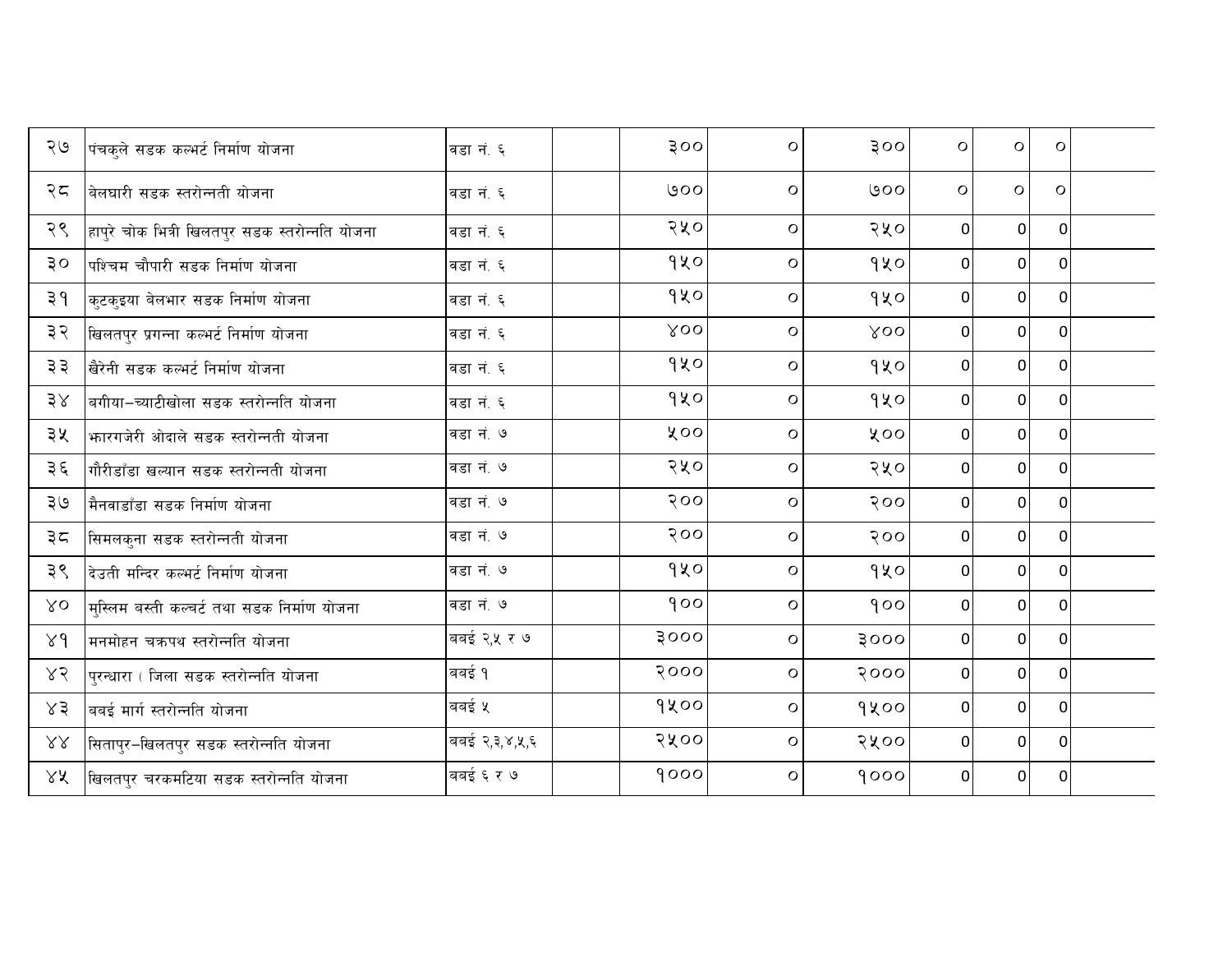| | | | | | | | | | | |
|---|---|---|---|---|---|---|---|---|---|---|
| २७ | पंचकुले सडक कल्भर्ट निर्माण योजना | वडा नं. ६ | | ३०० | ० | ३०० | ० | ० | ० | |
| २८ | बेलघारी सडक स्तरोन्नती योजना | वडा नं. ६ | | ७०० | ० | ७०० | ० | ० | ० | |
| २९ | हापुरे चोक भित्री खिलतपुर सडक स्तरोन्नति योजना | वडा नं. ६ | | २५० | ० | २५० | 0 | 0 | 0 | |
| ३० | पश्चिम चौपारी सडक निर्माण योजना | वडा नं. ६ | | १५० | ० | १५० | 0 | 0 | 0 | |
| ३१ | कुटकुइया बेलभार सडक निर्माण योजना | वडा नं. ६ | | १५० | ० | १५० | 0 | 0 | 0 | |
| ३२ | खिलतपुर प्रगन्ना कल्भर्ट निर्माण योजना | वडा नं. ६ | | ४०० | ० | ४०० | 0 | 0 | 0 | |
| ३३ | खैरेनी सडक कल्भर्ट निर्माण योजना | वडा नं. ६ | | १५० | ० | १५० | 0 | 0 | 0 | |
| ३४ | बगीया–च्याटीखोला सडक स्तरोन्नति योजना | वडा नं. ६ | | १५० | ० | १५० | 0 | 0 | 0 | |
| ३५ | झारगजेरी ओदाले सडक स्तरोन्नती योजना | वडा नं. ७ | | ५०० | ० | ५०० | 0 | 0 | 0 | |
| ३६ | गौरीडाँडा खल्यान सडक स्तरोन्नती योजना | वडा नं. ७ | | २५० | ० | २५० | 0 | 0 | 0 | |
| ३७ | मैनवाडाँडा सडक निर्माण योजना | वडा नं. ७ | | २०० | ० | २०० | 0 | 0 | 0 | |
| ३८ | सिमलकुना सडक स्तरोन्नती योजना | वडा नं. ७ | | २०० | ० | २०० | 0 | 0 | 0 | |
| ३९ | देउती मन्दिर कल्भर्ट निर्माण योजना | वडा नं. ७ | | १५० | ० | १५० | 0 | 0 | 0 | |
| ४० | मुस्लिम बस्ती कल्वर्ट तथा सडक निर्माण योजना | वडा नं. ७ | | १०० | ० | १०० | 0 | 0 | 0 | |
| ४१ | मनमोहन चक्रपथ स्तरोन्नति योजना | बबई २,५ र ७ | | ३००० | ० | ३००० | 0 | 0 | 0 | |
| ४२ | पुरन्धारा ( जिला सडक स्तरोन्नति योजना | बबई १ | | २००० | ० | २००० | 0 | 0 | 0 | |
| ४३ | बबई मार्ग स्तरोन्नति योजना | बबई ५ | | १५०० | ० | १५०० | 0 | 0 | 0 | |
| ४४ | सितापुर–खिलतपुर सडक स्तरोन्नति योजना | बबई २,३,४,५,६ | | २५०० | ० | २५०० | 0 | 0 | 0 | |
| ४५ | खिलतपुर चरकमटिया सडक स्तरोन्नति योजना | बबई ६ र ७ | | १००० | ० | १००० | 0 | 0 | 0 | |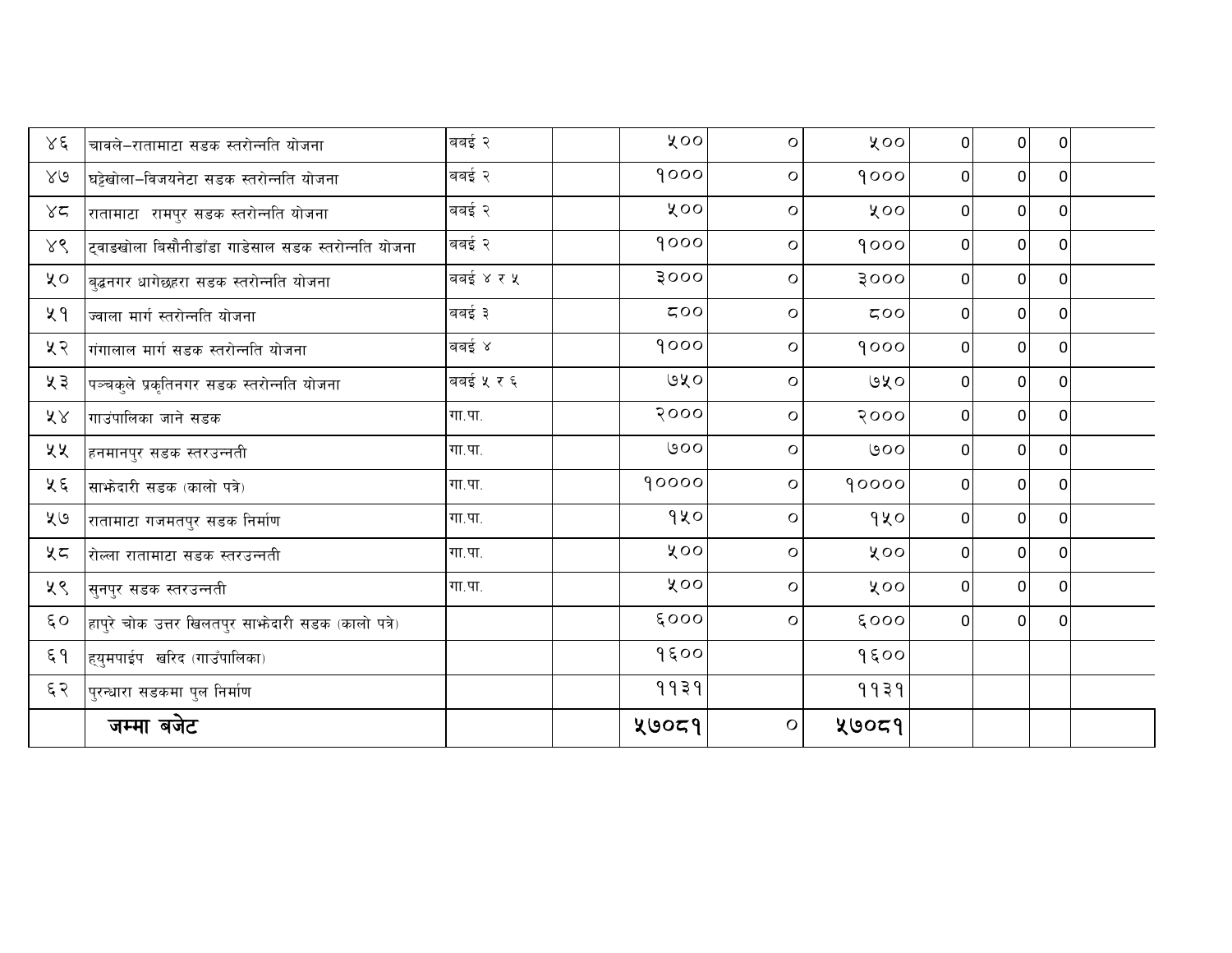| | | | | | | | | | | |
|---|---|---|---|---|---|---|---|---|---|---|
| ४६ | चावले–रातामाटा सडक स्तरोन्नति योजना | बबई २ | | ५०० | ० | ५०० | 0 | 0 | 0 | |
| ४७ | घट्टेखोला–विजयनेटा सडक स्तरोन्नति योजना | बबई २ | | १००० | ० | १००० | 0 | 0 | 0 | |
| ४८ | रातामाटा  रामपुर सडक स्तरोन्नति योजना | बबई २ | | ५०० | ० | ५०० | 0 | 0 | 0 | |
| ४९ | ट्वाइखोला बिसौनीडाँडा गाडेसाल सडक स्तरोन्नति योजना | बबई २ | | १००० | ० | १००० | 0 | 0 | 0 | |
| ५० | बुद्धनगर धागेछहरा सडक स्तरोन्नति योजना | बबई ४ र ५ | | ३००० | ० | ३००० | 0 | 0 | 0 | |
| ५१ | ज्वाला मार्ग स्तरोन्नति योजना | बबई ३ | | ८०० | ० | ८०० | 0 | 0 | 0 | |
| ५२ | गंगालाल मार्ग सडक स्तरोन्नति योजना | बबई ४ | | १००० | ० | १००० | 0 | 0 | 0 | |
| ५३ | पञ्चकुले प्रकृतिनगर सडक स्तरोन्नति योजना | बबई ५ र ६ | | ७५० | ० | ७५० | 0 | 0 | 0 | |
| ५४ | गाउंपालिका जाने सडक | गा.पा. | | २००० | ० | २००० | 0 | 0 | 0 | |
| ५५ | हनमानपुर सडक स्तरउन्नती | गा.पा. | | ७०० | ० | ७०० | 0 | 0 | 0 | |
| ५६ | साझेदारी सडक (कालो पत्रे) | गा.पा. | | १०००० | ० | १०००० | 0 | 0 | 0 | |
| ५७ | रातामाटा गजमतपुर सडक निर्माण | गा.पा. | | १५० | ० | १५० | 0 | 0 | 0 | |
| ५८ | रोल्ला रातामाटा सडक स्तरउन्नती | गा.पा. | | ५०० | ० | ५०० | 0 | 0 | 0 | |
| ५९ | सुनपुर सडक स्तरउन्नती | गा.पा. | | ५०० | ० | ५०० | 0 | 0 | 0 | |
| ६० | हापुरे चोक उत्तर खिलतपुर साझेदारी सडक (कालो पत्रे) | | | ६००० | ० | ६००० | 0 | 0 | 0 | |
| ६१ | ह्युमपाईप  खरिद (गाउँपालिका) | | | १६०० | | १६०० | | | | |
| ६२ | पुरन्धारा सडकमा पुल निर्माण | | | ११३१ | | ११३१ | | | | |
| | **जम्मा बजेट** | | | **५७०८१** | ० | **५७०८१** | | | | |